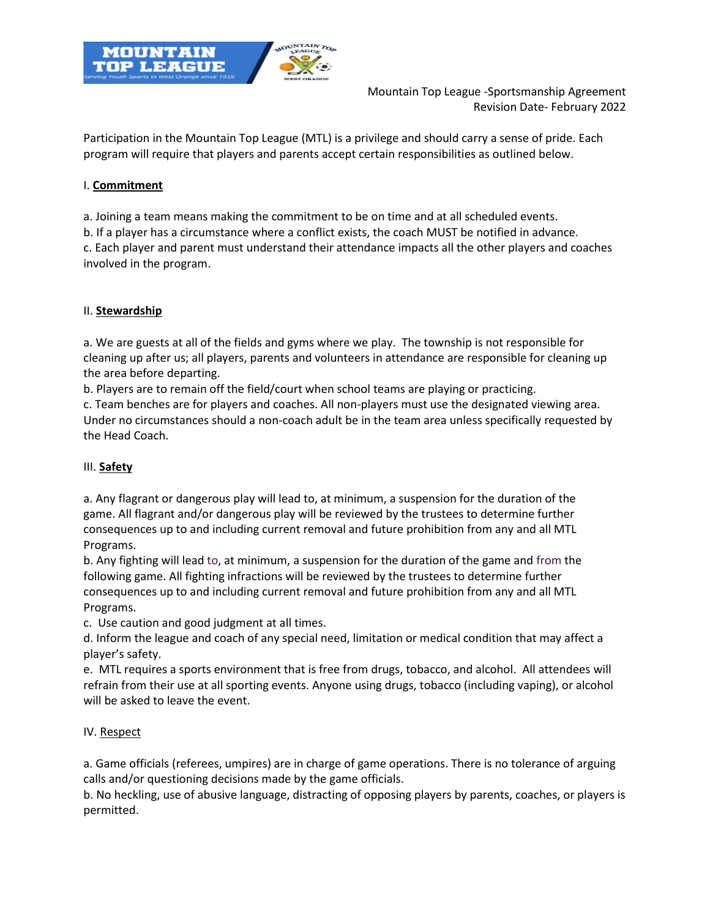Mountain Top League -Sportsmanship Agreement
Revision Date- February 2022

Participation in the Mountain Top League (MTL) is a privilege and should carry a sense of pride. Each program will require that players and parents accept certain responsibilities as outlined below.

## I. **Commitment**

a. Joining a team means making the commitment to be on time and at all scheduled events.
b. If a player has a circumstance where a conflict exists, the coach MUST be notified in advance.
c. Each player and parent must understand their attendance impacts all the other players and coaches involved in the program.

## II. **Stewardship**

a. We are guests at all of the fields and gyms where we play. The township is not responsible for cleaning up after us; all players, parents and volunteers in attendance are responsible for cleaning up the area before departing.
b. Players are to remain off the field/court when school teams are playing or practicing.
c. Team benches are for players and coaches. All non-players must use the designated viewing area. Under no circumstances should a non-coach adult be in the team area unless specifically requested by the Head Coach.

## III. **Safety**

a. Any flagrant or dangerous play will lead to, at minimum, a suspension for the duration of the game. All flagrant and/or dangerous play will be reviewed by the trustees to determine further consequences up to and including current removal and future prohibition from any and all MTL Programs.
b. Any fighting will lead to, at minimum, a suspension for the duration of the game and from the following game. All fighting infractions will be reviewed by the trustees to determine further consequences up to and including current removal and future prohibition from any and all MTL Programs.
c. Use caution and good judgment at all times.
d. Inform the league and coach of any special need, limitation or medical condition that may affect a player's safety.
e. MTL requires a sports environment that is free from drugs, tobacco, and alcohol. All attendees will refrain from their use at all sporting events. Anyone using drugs, tobacco (including vaping), or alcohol will be asked to leave the event.

## IV. Respect

a. Game officials (referees, umpires) are in charge of game operations. There is no tolerance of arguing calls and/or questioning decisions made by the game officials.
b. No heckling, use of abusive language, distracting of opposing players by parents, coaches, or players is permitted.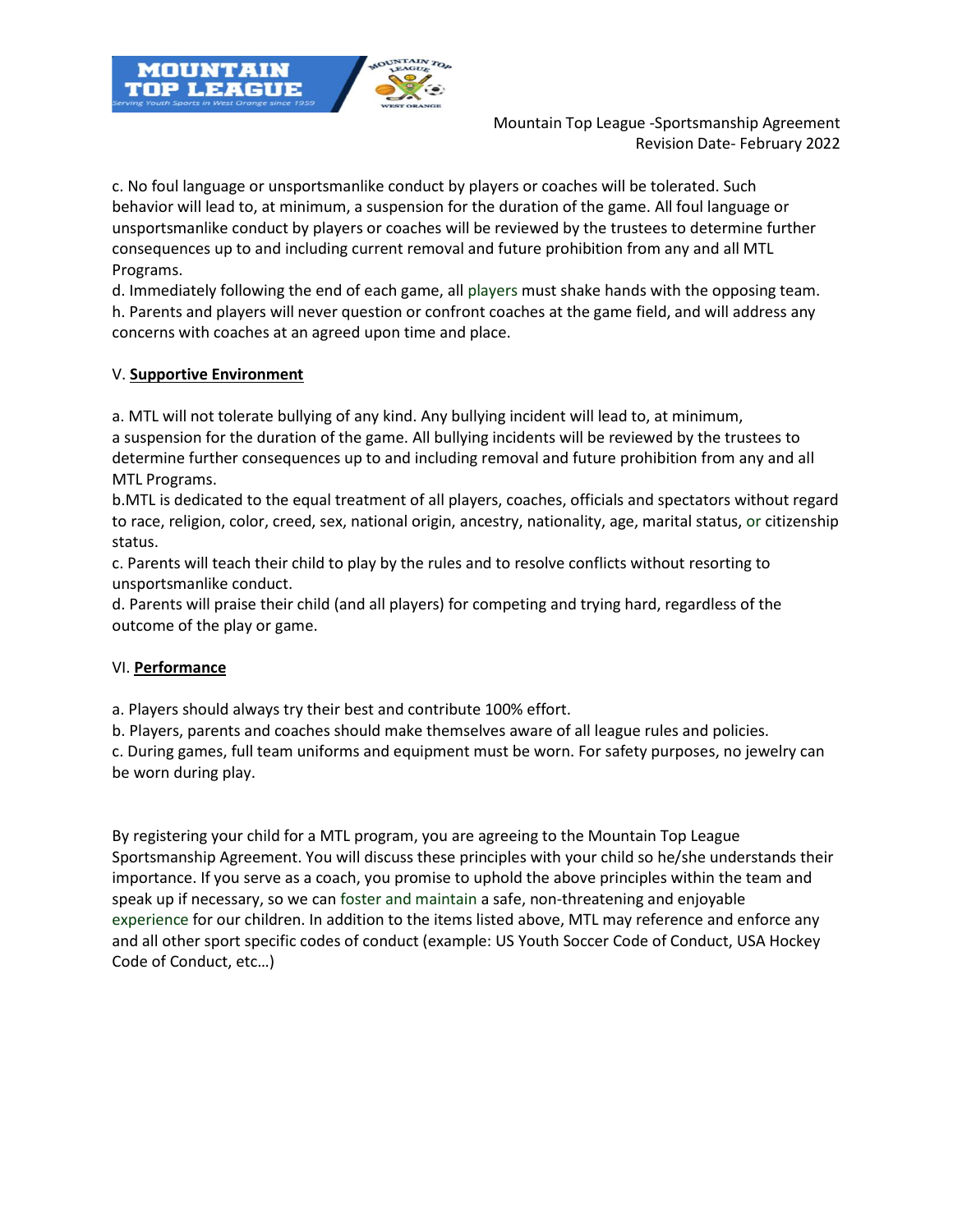c. No foul language or unsportsmanlike conduct by players or coaches will be tolerated. Such behavior will lead to, at minimum, a suspension for the duration of the game. All foul language or unsportsmanlike conduct by players or coaches will be reviewed by the trustees to determine further consequences up to and including current removal and future prohibition from any and all MTL Programs.
d. Immediately following the end of each game, all players must shake hands with the opposing team.
h. Parents and players will never question or confront coaches at the game field, and will address any concerns with coaches at an agreed upon time and place.

V. **Supportive Environment**

a. MTL will not tolerate bullying of any kind. Any bullying incident will lead to, at minimum, a suspension for the duration of the game. All bullying incidents will be reviewed by the trustees to determine further consequences up to and including removal and future prohibition from any and all MTL Programs.
b.MTL is dedicated to the equal treatment of all players, coaches, officials and spectators without regard to race, religion, color, creed, sex, national origin, ancestry, nationality, age, marital status, or citizenship status.
c. Parents will teach their child to play by the rules and to resolve conflicts without resorting to unsportsmanlike conduct.
d. Parents will praise their child (and all players) for competing and trying hard, regardless of the outcome of the play or game.

VI. **Performance**

a. Players should always try their best and contribute 100% effort.
b. Players, parents and coaches should make themselves aware of all league rules and policies.
c. During games, full team uniforms and equipment must be worn. For safety purposes, no jewelry can be worn during play.

By registering your child for a MTL program, you are agreeing to the Mountain Top League Sportsmanship Agreement. You will discuss these principles with your child so he/she understands their importance. If you serve as a coach, you promise to uphold the above principles within the team and speak up if necessary, so we can foster and maintain a safe, non-threatening and enjoyable experience for our children. In addition to the items listed above, MTL may reference and enforce any and all other sport specific codes of conduct (example: US Youth Soccer Code of Conduct, USA Hockey Code of Conduct, etc…)